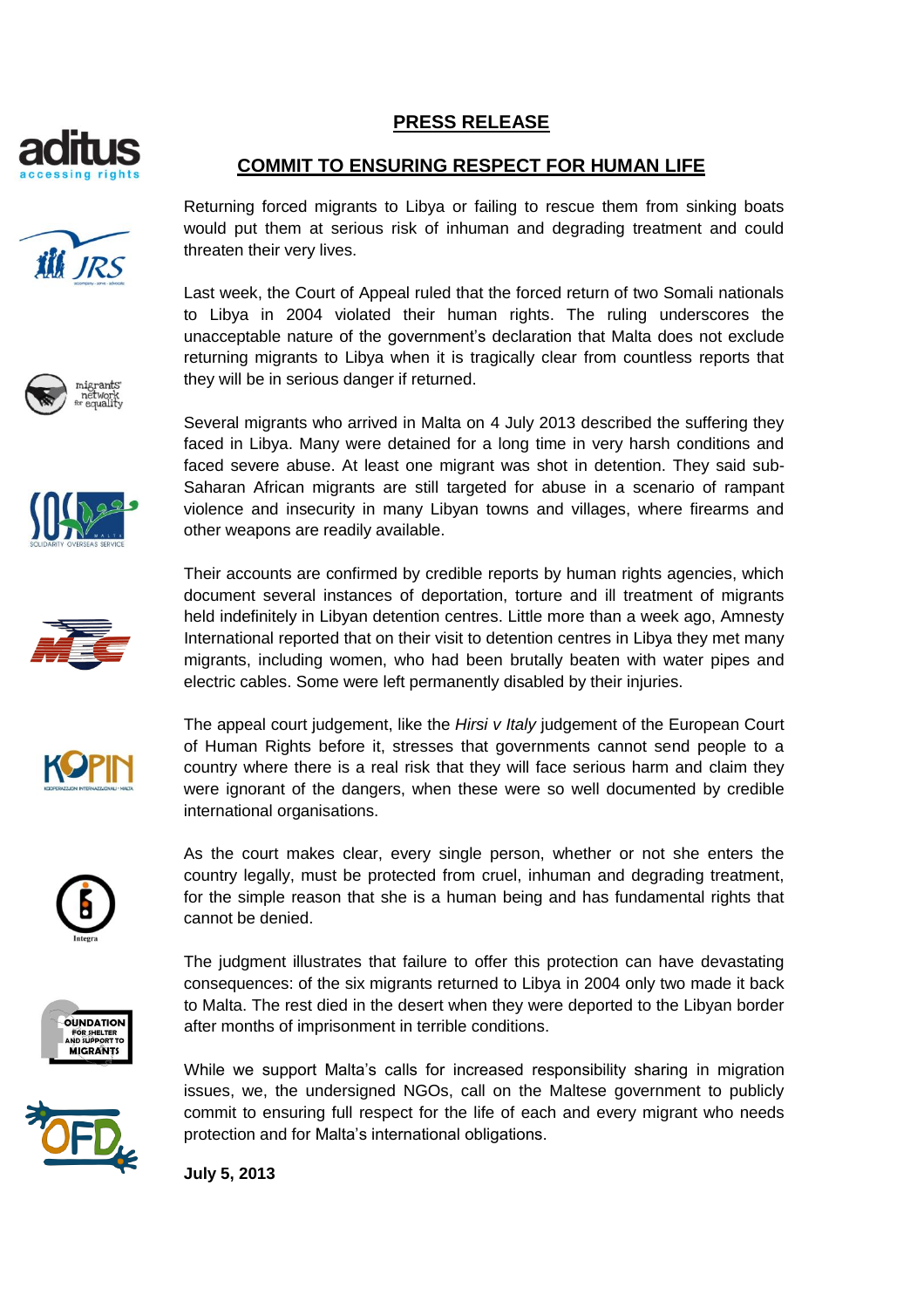## PRESS RELEASE

## COMMIT TO ENSURING RESPECT FOR HUMAN LIFE

Returning forced migrants to Libya or failing to rescue them from sinking boats would put them at serious risk of inhuman and degrading treatment and could threaten their very lives.

Last week, the Court of Appeal ruled that the forced return of two Somali nationals to Libya in 2004 violated their human rights. The ruling underscores the unacceptable nature of the government's declaration that Malta does not exclude returning migrants to Libya when it is tragically clear from countless reports that they will be in serious danger if returned.

Several migrants who arrived in Malta on 4 July 2013 described the suffering they faced in Libya. Many were detained for a long time in very harsh conditions and faced severe abuse. At least one migrant was shot in detention. They said sub-Saharan African migrants are still targeted for abuse in a scenario of rampant violence and insecurity in many Libyan towns and villages, where firearms and other weapons are readily available.

Their accounts are confirmed by credible reports by human rights agencies, which document several instances of deportation, torture and ill treatment of migrants held indefinitely in Libyan detention centres. Little more than a week ago, Amnesty International reported that on their visit to detention centres in Libya they met many migrants, including women, who had been brutally beaten with water pipes and electric cables. Some were left permanently disabled by their injuries.

The appeal court judgement, like the *Hirsi v Italy* judgement of the European Court of Human Rights before it, stresses that governments cannot send people to a country where there is a real risk that they will face serious harm and claim they were ignorant of the dangers, when these were so well documented by credible international organisations.

As the court makes clear, every single person, whether or not she enters the country legally, must be protected from cruel, inhuman and degrading treatment, for the simple reason that she is a human being and has fundamental rights that cannot be denied.

The judgment illustrates that failure to offer this protection can have devastating consequences: of the six migrants returned to Libya in 2004 only two made it back to Malta. The rest died in the desert when they were deported to the Libyan border after months of imprisonment in terrible conditions.

While we support Malta's calls for increased responsibility sharing in migration issues, we, the undersigned NGOs, call on the Maltese government to publicly commit to ensuring full respect for the life of each and every migrant who needs protection and for Malta's international obligations.

**July 5, 2013**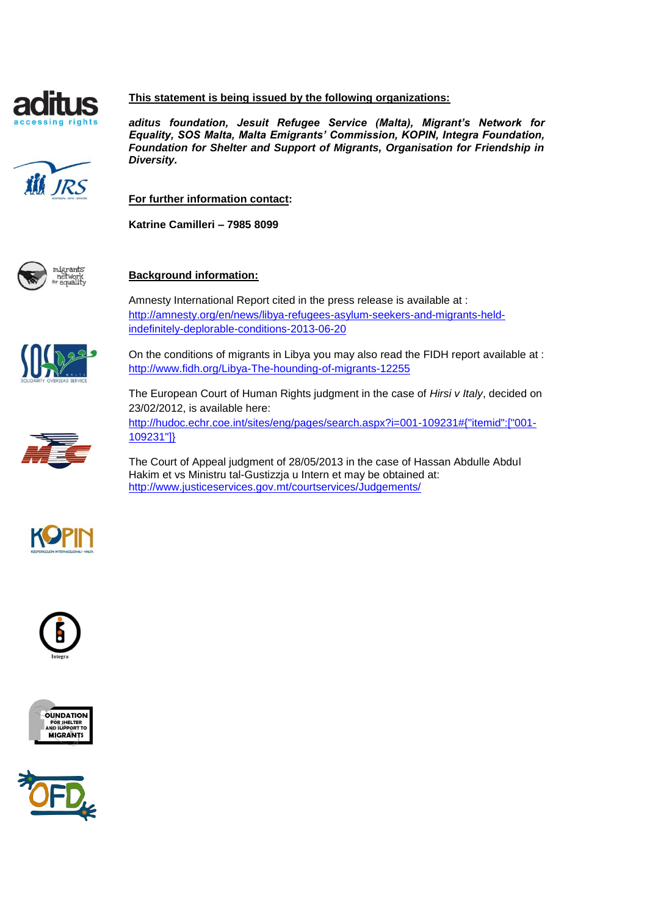**This statement is being issued by the following organizations:**

***aditus foundation, Jesuit Refugee Service (Malta), Migrant's Network for Equality, SOS Malta, Malta Emigrants' Commission, KOPIN, Integra Foundation, Foundation for Shelter and Support of Migrants, Organisation for Friendship in Diversity.***

**For further information contact:**

**Katrine Camilleri – 7985 8099**

**Background information:**

Amnesty International Report cited in the press release is available at : http://amnesty.org/en/news/libya-refugees-asylum-seekers-and-migrants-held-indefinitely-deplorable-conditions-2013-06-20

On the conditions of migrants in Libya you may also read the FIDH report available at : http://www.fidh.org/Libya-The-hounding-of-migrants-12255

The European Court of Human Rights judgment in the case of *Hirsi v Italy*, decided on 23/02/2012, is available here: http://hudoc.echr.coe.int/sites/eng/pages/search.aspx?i=001-109231#{"itemid":["001-109231"]}

The Court of Appeal judgment of 28/05/2013 in the case of Hassan Abdulle Abdul Hakim et vs Ministru tal-Gustizzja u Intern et may be obtained at: http://www.justiceservices.gov.mt/courtservices/Judgements/